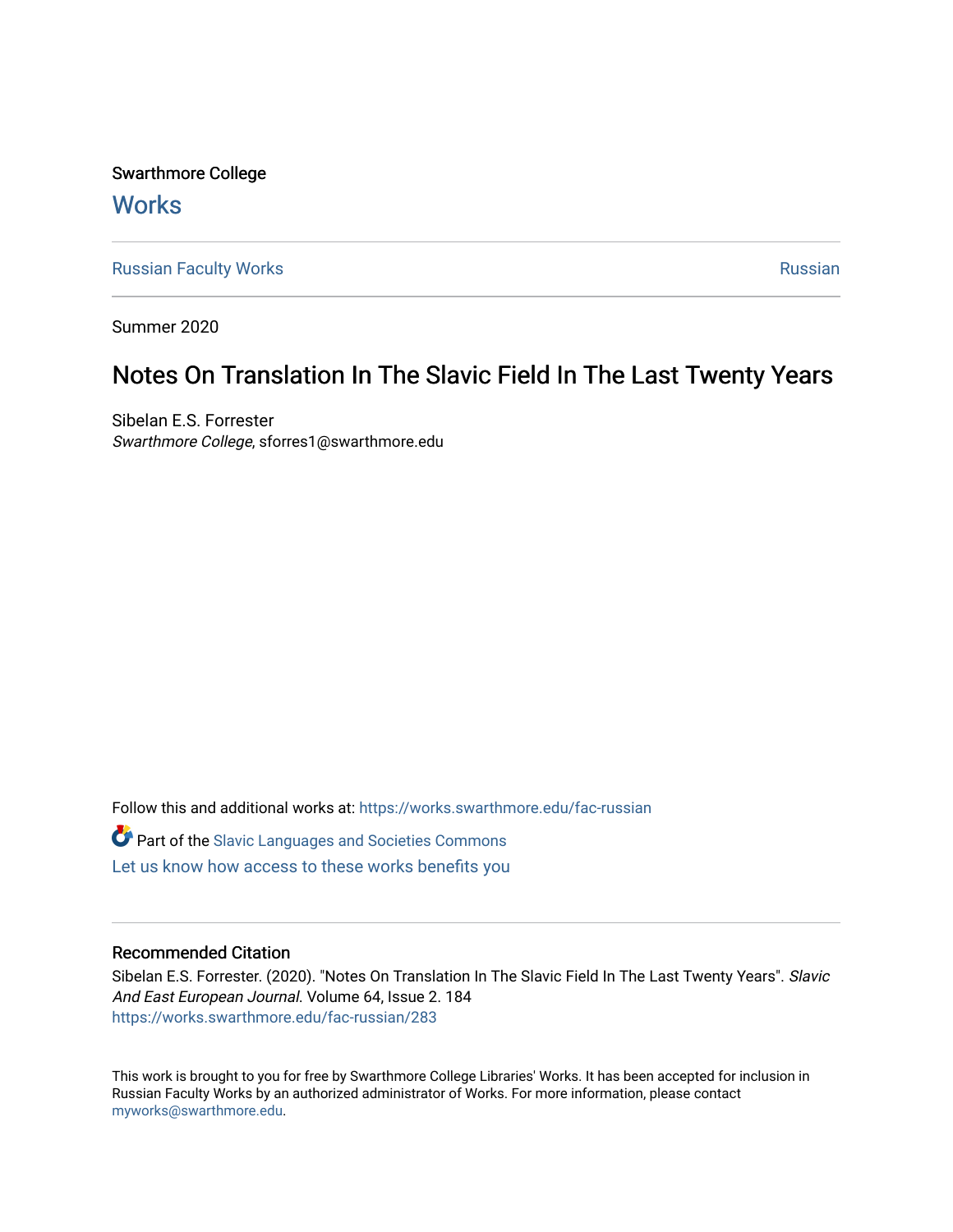Swarthmore College

# Works

Russian Faculty Works | Russian

Summer 2020

## Notes On Translation In The Slavic Field In The Last Twenty Years

Sibelan E.S. Forrester
*Swarthmore College*, sforres1@swarthmore.edu

Follow this and additional works at: https://works.swarthmore.edu/fac-russian

Part of the Slavic Languages and Societies Commons

Let us know how access to these works benefits you

### Recommended Citation

Sibelan E.S. Forrester. (2020). "Notes On Translation In The Slavic Field In The Last Twenty Years". *Slavic And East European Journal*. Volume 64, Issue 2. 184
https://works.swarthmore.edu/fac-russian/283

This work is brought to you for free by Swarthmore College Libraries' Works. It has been accepted for inclusion in Russian Faculty Works by an authorized administrator of Works. For more information, please contact myworks@swarthmore.edu.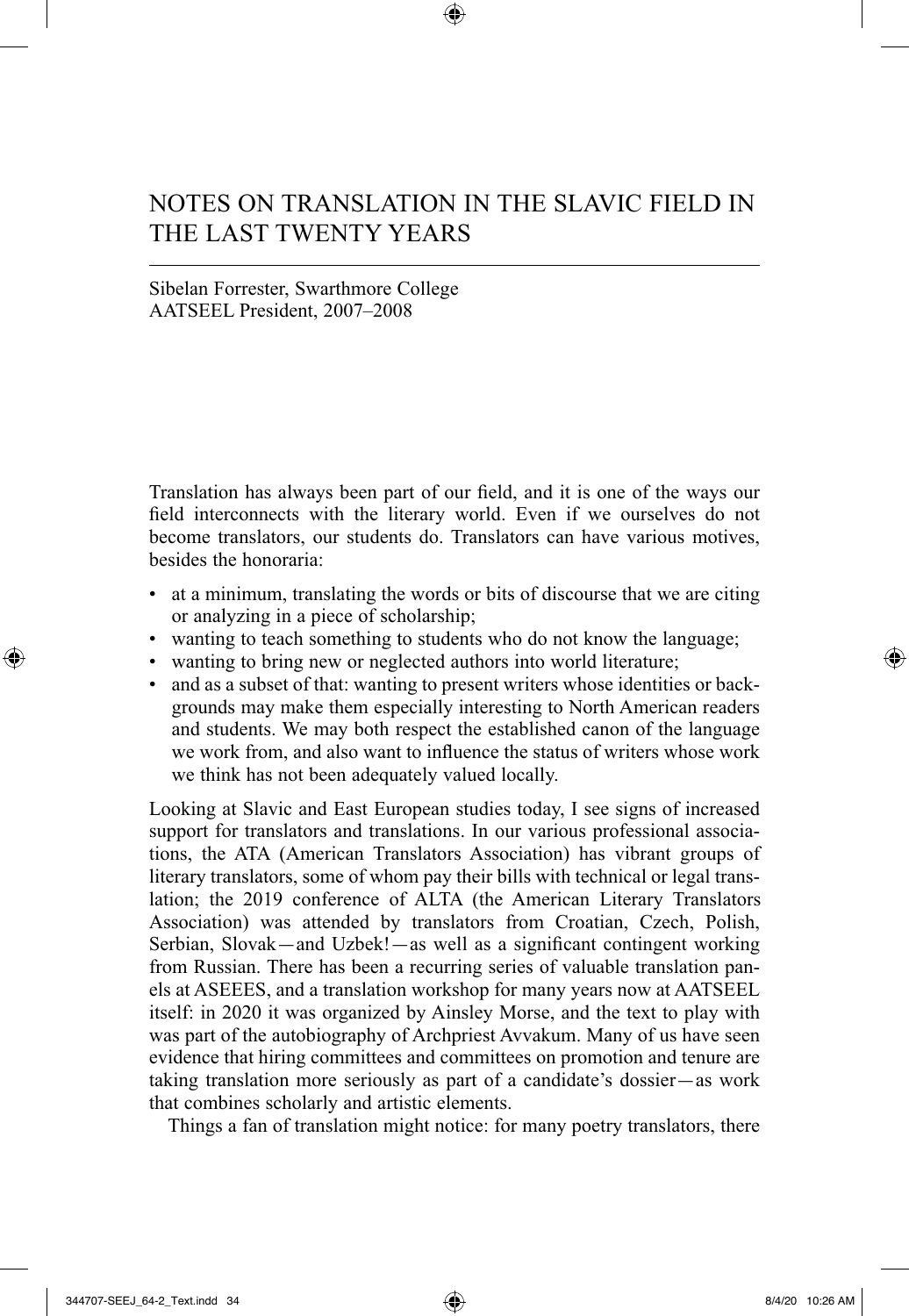# NOTES ON TRANSLATION IN THE SLAVIC FIELD IN THE LAST TWENTY YEARS

Sibelan Forrester, Swarthmore College
AATSEEL President, 2007–2008

Translation has always been part of our field, and it is one of the ways our field interconnects with the literary world. Even if we ourselves do not become translators, our students do. Translators can have various motives, besides the honoraria:

- at a minimum, translating the words or bits of discourse that we are citing or analyzing in a piece of scholarship;
- wanting to teach something to students who do not know the language;
- wanting to bring new or neglected authors into world literature;
- and as a subset of that: wanting to present writers whose identities or backgrounds may make them especially interesting to North American readers and students. We may both respect the established canon of the language we work from, and also want to influence the status of writers whose work we think has not been adequately valued locally.

Looking at Slavic and East European studies today, I see signs of increased support for translators and translations. In our various professional associations, the ATA (American Translators Association) has vibrant groups of literary translators, some of whom pay their bills with technical or legal translation; the 2019 conference of ALTA (the American Literary Translators Association) was attended by translators from Croatian, Czech, Polish, Serbian, Slovak—and Uzbek!—as well as a significant contingent working from Russian. There has been a recurring series of valuable translation panels at ASEEES, and a translation workshop for many years now at AATSEEL itself: in 2020 it was organized by Ainsley Morse, and the text to play with was part of the autobiography of Archpriest Avvakum. Many of us have seen evidence that hiring committees and committees on promotion and tenure are taking translation more seriously as part of a candidate's dossier—as work that combines scholarly and artistic elements.

Things a fan of translation might notice: for many poetry translators, there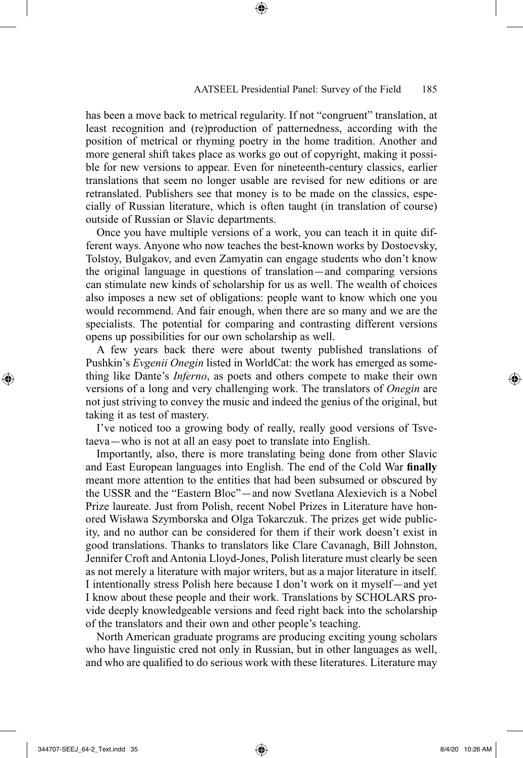has been a move back to metrical regularity. If not "congruent" translation, at least recognition and (re)production of patternedness, according with the position of metrical or rhyming poetry in the home tradition. Another and more general shift takes place as works go out of copyright, making it possible for new versions to appear. Even for nineteenth-century classics, earlier translations that seem no longer usable are revised for new editions or are retranslated. Publishers see that money is to be made on the classics, especially of Russian literature, which is often taught (in translation of course) outside of Russian or Slavic departments.

Once you have multiple versions of a work, you can teach it in quite different ways. Anyone who now teaches the best-known works by Dostoevsky, Tolstoy, Bulgakov, and even Zamyatin can engage students who don't know the original language in questions of translation—and comparing versions can stimulate new kinds of scholarship for us as well. The wealth of choices also imposes a new set of obligations: people want to know which one you would recommend. And fair enough, when there are so many and we are the specialists. The potential for comparing and contrasting different versions opens up possibilities for our own scholarship as well.

A few years back there were about twenty published translations of Pushkin's *Evgenii Onegin* listed in WorldCat: the work has emerged as something like Dante's *Inferno*, as poets and others compete to make their own versions of a long and very challenging work. The translators of *Onegin* are not just striving to convey the music and indeed the genius of the original, but taking it as test of mastery.

I've noticed too a growing body of really, really good versions of Tsvetaeva—who is not at all an easy poet to translate into English.

Importantly, also, there is more translating being done from other Slavic and East European languages into English. The end of the Cold War **finally** meant more attention to the entities that had been subsumed or obscured by the USSR and the "Eastern Bloc"—and now Svetlana Alexievich is a Nobel Prize laureate. Just from Polish, recent Nobel Prizes in Literature have honored Wisława Szymborska and Olga Tokarczuk. The prizes get wide publicity, and no author can be considered for them if their work doesn't exist in good translations. Thanks to translators like Clare Cavanagh, Bill Johnston, Jennifer Croft and Antonia Lloyd-Jones, Polish literature must clearly be seen as not merely a literature with major writers, but as a major literature in itself. I intentionally stress Polish here because I don't work on it myself—and yet I know about these people and their work. Translations by SCHOLARS provide deeply knowledgeable versions and feed right back into the scholarship of the translators and their own and other people's teaching.

North American graduate programs are producing exciting young scholars who have linguistic cred not only in Russian, but in other languages as well, and who are qualified to do serious work with these literatures. Literature may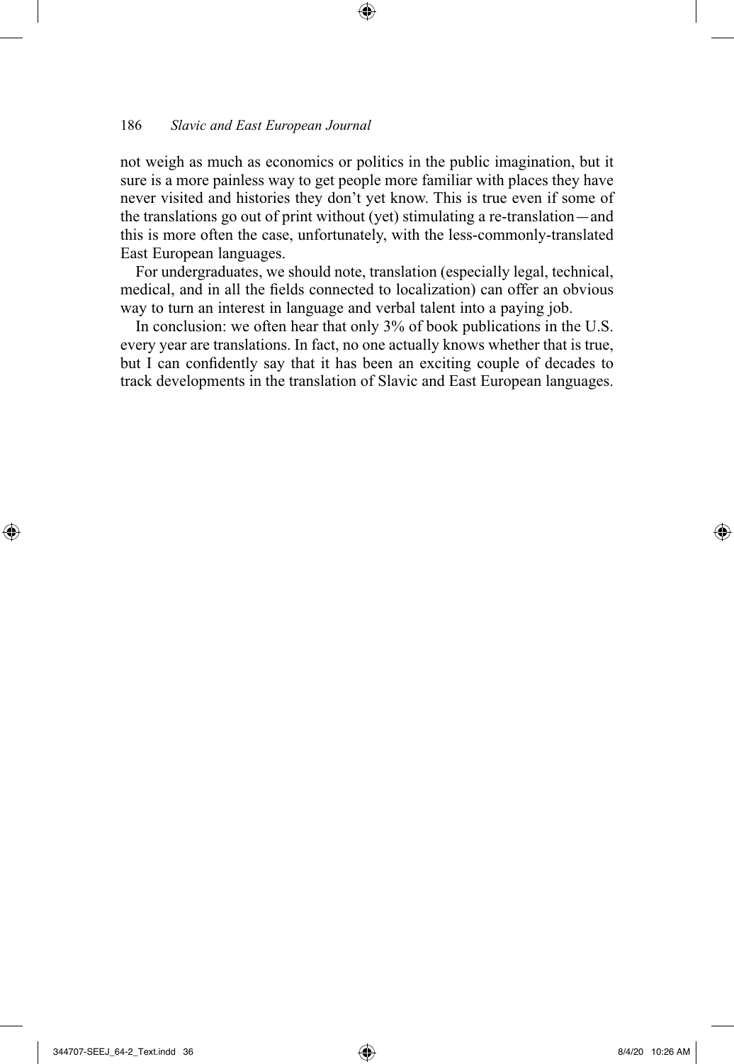not weigh as much as economics or politics in the public imagination, but it sure is a more painless way to get people more familiar with places they have never visited and histories they don't yet know. This is true even if some of the translations go out of print without (yet) stimulating a re-translation—and this is more often the case, unfortunately, with the less-commonly-translated East European languages.

For undergraduates, we should note, translation (especially legal, technical, medical, and in all the fields connected to localization) can offer an obvious way to turn an interest in language and verbal talent into a paying job.

In conclusion: we often hear that only 3% of book publications in the U.S. every year are translations. In fact, no one actually knows whether that is true, but I can confidently say that it has been an exciting couple of decades to track developments in the translation of Slavic and East European languages.